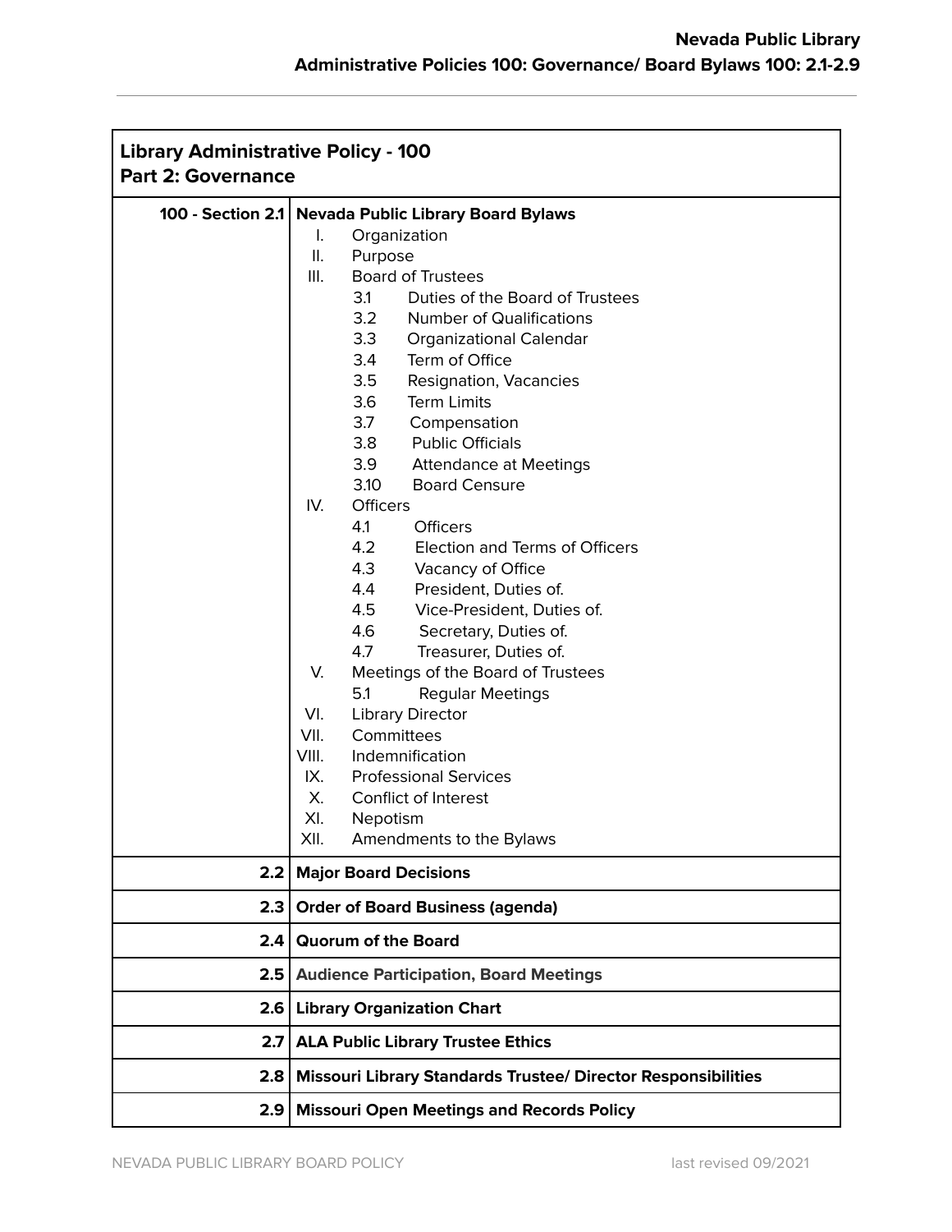| Library Administrative Policy - 100<br>Part 2: Governance | |
|---|---|
| **100 - Section 2.1** | **Nevada Public Library Board Bylaws**<br>I. Organization<br>II. Purpose<br>III. Board of Trustees<br>3.1 Duties of the Board of Trustees<br>3.2 Number of Qualifications<br>3.3 Organizational Calendar<br>3.4 Term of Office<br>3.5 Resignation, Vacancies<br>3.6 Term Limits<br>3.7 Compensation<br>3.8 Public Officials<br>3.9 Attendance at Meetings<br>3.10 Board Censure<br>IV. Officers<br>4.1 Officers<br>4.2 Election and Terms of Officers<br>4.3 Vacancy of Office<br>4.4 President, Duties of.<br>4.5 Vice-President, Duties of.<br>4.6 Secretary, Duties of.<br>4.7 Treasurer, Duties of.<br>V. Meetings of the Board of Trustees<br>5.1 Regular Meetings<br>VI. Library Director<br>VII. Committees<br>VIII. Indemnification<br>IX. Professional Services<br>X. Conflict of Interest<br>XI. Nepotism<br>XII. Amendments to the Bylaws |
| **2.2** | **Major Board Decisions** |
| **2.3** | **Order of Board Business (agenda)** |
| **2.4** | **Quorum of the Board** |
| **2.5** | **Audience Participation, Board Meetings** |
| **2.6** | **Library Organization Chart** |
| **2.7** | **ALA Public Library Trustee Ethics** |
| **2.8** | **Missouri Library Standards Trustee/ Director Responsibilities** |
| **2.9** | **Missouri Open Meetings and Records Policy** |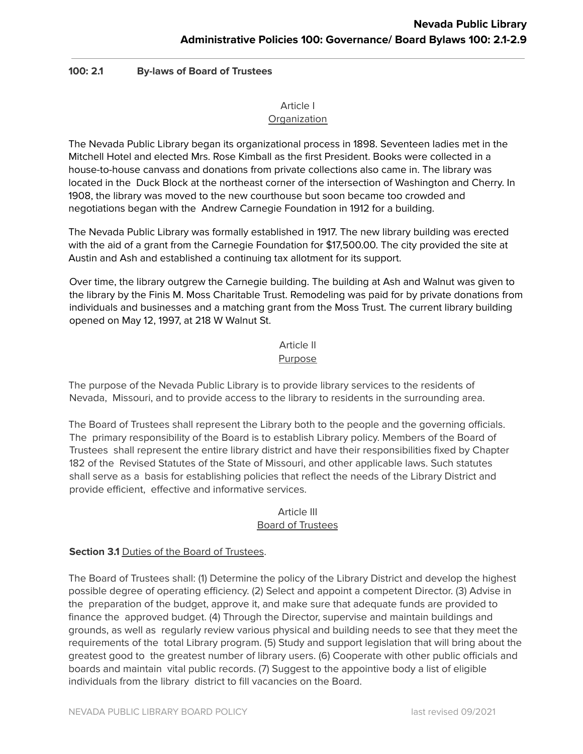**100: 2.1 By-laws of Board of Trustees**

Article I
Organization

The Nevada Public Library began its organizational process in 1898. Seventeen ladies met in the Mitchell Hotel and elected Mrs. Rose Kimball as the first President. Books were collected in a house-to-house canvass and donations from private collections also came in. The library was located in the Duck Block at the northeast corner of the intersection of Washington and Cherry. In 1908, the library was moved to the new courthouse but soon became too crowded and negotiations began with the Andrew Carnegie Foundation in 1912 for a building.

The Nevada Public Library was formally established in 1917. The new library building was erected with the aid of a grant from the Carnegie Foundation for $17,500.00. The city provided the site at Austin and Ash and established a continuing tax allotment for its support.

Over time, the library outgrew the Carnegie building. The building at Ash and Walnut was given to the library by the Finis M. Moss Charitable Trust. Remodeling was paid for by private donations from individuals and businesses and a matching grant from the Moss Trust. The current library building opened on May 12, 1997, at 218 W Walnut St.

Article II
Purpose

The purpose of the Nevada Public Library is to provide library services to the residents of Nevada, Missouri, and to provide access to the library to residents in the surrounding area.

The Board of Trustees shall represent the Library both to the people and the governing officials. The primary responsibility of the Board is to establish Library policy. Members of the Board of Trustees shall represent the entire library district and have their responsibilities fixed by Chapter 182 of the Revised Statutes of the State of Missouri, and other applicable laws. Such statutes shall serve as a basis for establishing policies that reflect the needs of the Library District and provide efficient, effective and informative services.

Article III
Board of Trustees

**Section 3.1** Duties of the Board of Trustees.

The Board of Trustees shall: (1) Determine the policy of the Library District and develop the highest possible degree of operating efficiency. (2) Select and appoint a competent Director. (3) Advise in the preparation of the budget, approve it, and make sure that adequate funds are provided to finance the approved budget. (4) Through the Director, supervise and maintain buildings and grounds, as well as regularly review various physical and building needs to see that they meet the requirements of the total Library program. (5) Study and support legislation that will bring about the greatest good to the greatest number of library users. (6) Cooperate with other public officials and boards and maintain vital public records. (7) Suggest to the appointive body a list of eligible individuals from the library district to fill vacancies on the Board.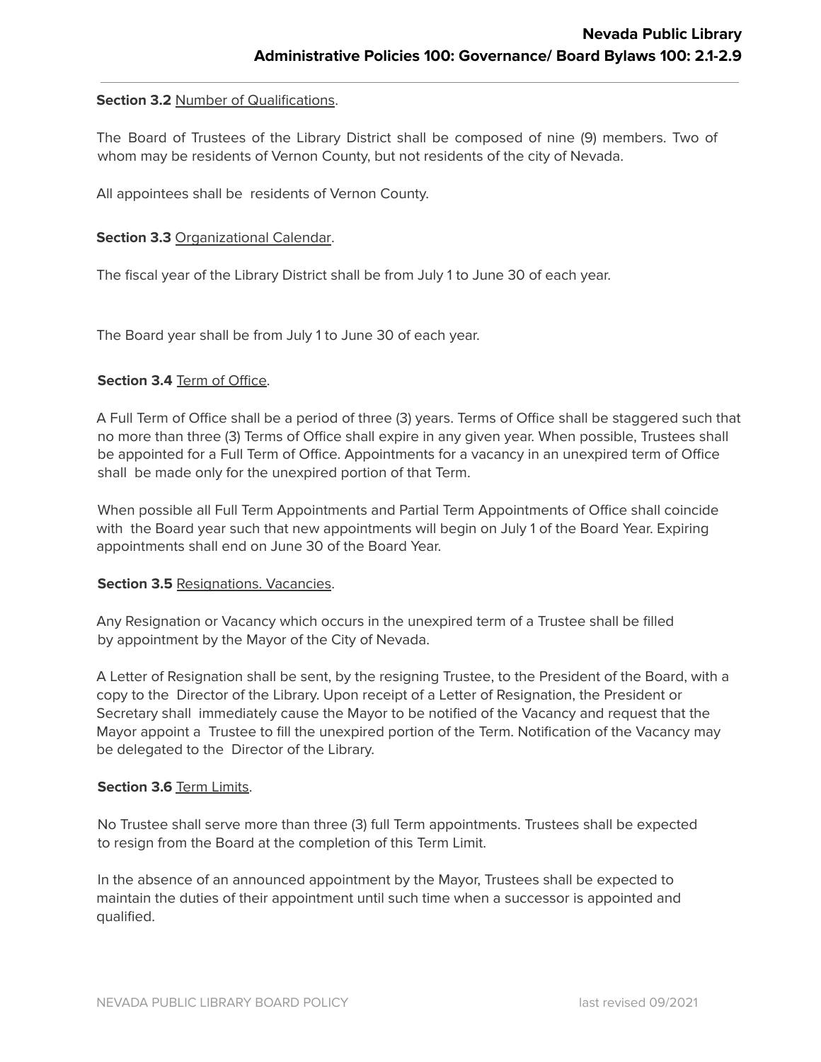**Section 3.2** Number of Qualifications.

The Board of Trustees of the Library District shall be composed of nine (9) members. Two of whom may be residents of Vernon County, but not residents of the city of Nevada.

All appointees shall be residents of Vernon County.

**Section 3.3** Organizational Calendar.

The fiscal year of the Library District shall be from July 1 to June 30 of each year.

The Board year shall be from July 1 to June 30 of each year.

**Section 3.4** Term of Office.

A Full Term of Office shall be a period of three (3) years. Terms of Office shall be staggered such that no more than three (3) Terms of Office shall expire in any given year. When possible, Trustees shall be appointed for a Full Term of Office. Appointments for a vacancy in an unexpired term of Office shall be made only for the unexpired portion of that Term.

When possible all Full Term Appointments and Partial Term Appointments of Office shall coincide with the Board year such that new appointments will begin on July 1 of the Board Year. Expiring appointments shall end on June 30 of the Board Year.

**Section 3.5** Resignations. Vacancies.

Any Resignation or Vacancy which occurs in the unexpired term of a Trustee shall be filled by appointment by the Mayor of the City of Nevada.

A Letter of Resignation shall be sent, by the resigning Trustee, to the President of the Board, with a copy to the Director of the Library. Upon receipt of a Letter of Resignation, the President or Secretary shall immediately cause the Mayor to be notified of the Vacancy and request that the Mayor appoint a Trustee to fill the unexpired portion of the Term. Notification of the Vacancy may be delegated to the Director of the Library.

**Section 3.6** Term Limits.

No Trustee shall serve more than three (3) full Term appointments. Trustees shall be expected to resign from the Board at the completion of this Term Limit.

In the absence of an announced appointment by the Mayor, Trustees shall be expected to maintain the duties of their appointment until such time when a successor is appointed and qualified.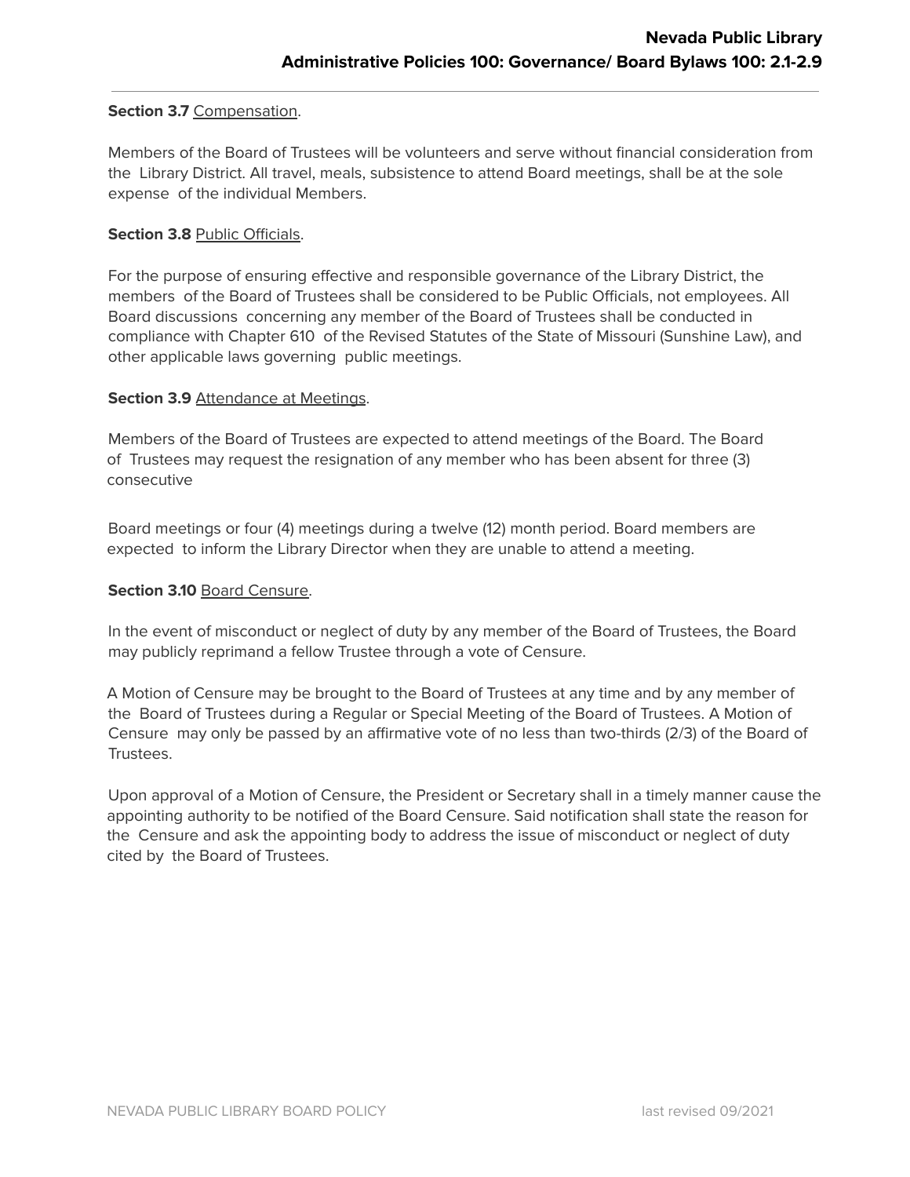**Section 3.7** Compensation.

Members of the Board of Trustees will be volunteers and serve without financial consideration from the Library District. All travel, meals, subsistence to attend Board meetings, shall be at the sole expense of the individual Members.

**Section 3.8** Public Officials.

For the purpose of ensuring effective and responsible governance of the Library District, the members of the Board of Trustees shall be considered to be Public Officials, not employees. All Board discussions concerning any member of the Board of Trustees shall be conducted in compliance with Chapter 610 of the Revised Statutes of the State of Missouri (Sunshine Law), and other applicable laws governing public meetings.

**Section 3.9** Attendance at Meetings.

Members of the Board of Trustees are expected to attend meetings of the Board. The Board of Trustees may request the resignation of any member who has been absent for three (3) consecutive

Board meetings or four (4) meetings during a twelve (12) month period. Board members are expected to inform the Library Director when they are unable to attend a meeting.

**Section 3.10** Board Censure.

In the event of misconduct or neglect of duty by any member of the Board of Trustees, the Board may publicly reprimand a fellow Trustee through a vote of Censure.

A Motion of Censure may be brought to the Board of Trustees at any time and by any member of the Board of Trustees during a Regular or Special Meeting of the Board of Trustees. A Motion of Censure may only be passed by an affirmative vote of no less than two-thirds (2/3) of the Board of Trustees.

Upon approval of a Motion of Censure, the President or Secretary shall in a timely manner cause the appointing authority to be notified of the Board Censure. Said notification shall state the reason for the Censure and ask the appointing body to address the issue of misconduct or neglect of duty cited by the Board of Trustees.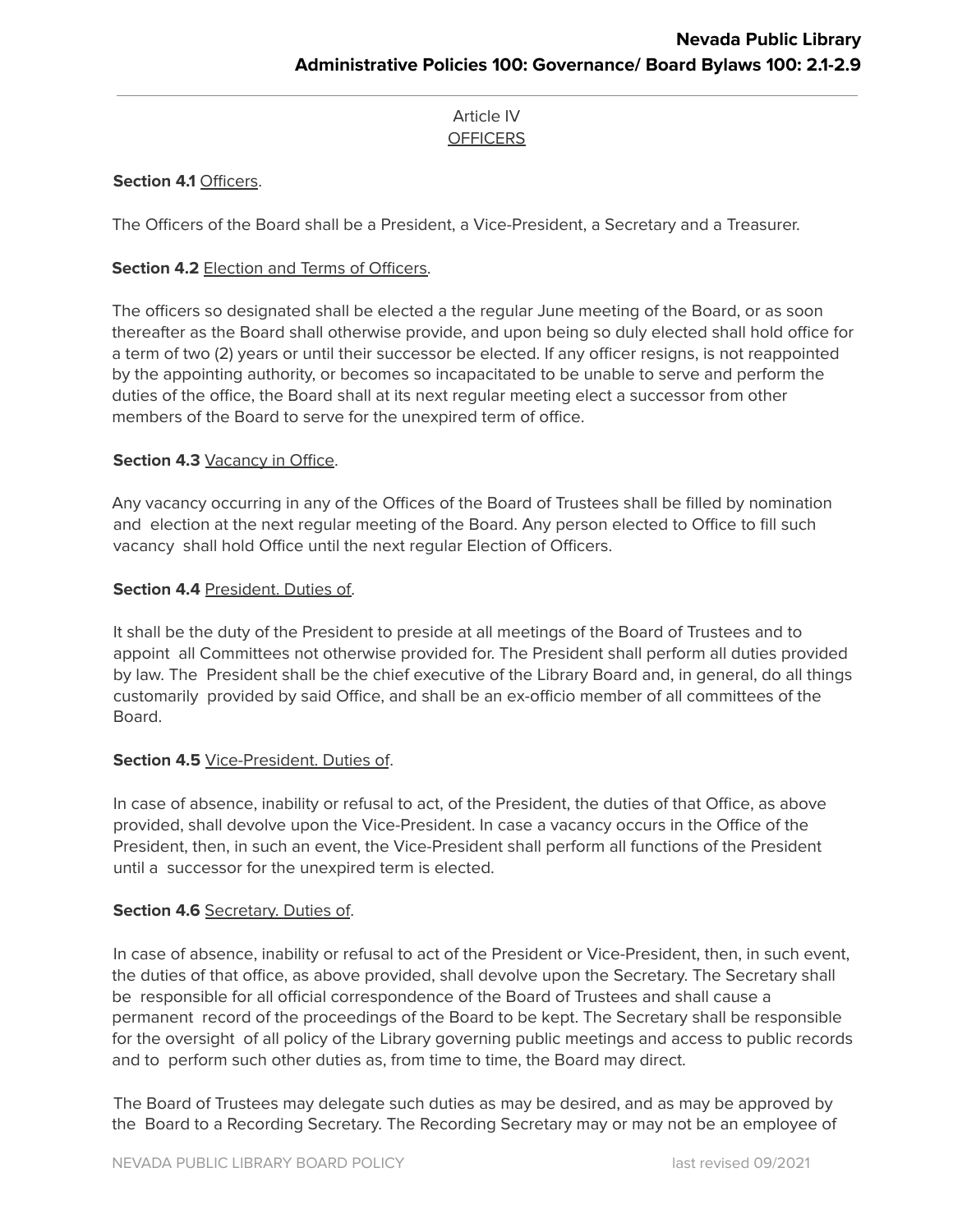## Article IV
## OFFICERS

**Section 4.1** Officers.

The Officers of the Board shall be a President, a Vice-President, a Secretary and a Treasurer.

**Section 4.2** Election and Terms of Officers.

The officers so designated shall be elected a the regular June meeting of the Board, or as soon thereafter as the Board shall otherwise provide, and upon being so duly elected shall hold office for a term of two (2) years or until their successor be elected. If any officer resigns, is not reappointed by the appointing authority, or becomes so incapacitated to be unable to serve and perform the duties of the office, the Board shall at its next regular meeting elect a successor from other members of the Board to serve for the unexpired term of office.

**Section 4.3** Vacancy in Office.

Any vacancy occurring in any of the Offices of the Board of Trustees shall be filled by nomination and election at the next regular meeting of the Board. Any person elected to Office to fill such vacancy shall hold Office until the next regular Election of Officers.

**Section 4.4** President. Duties of.

It shall be the duty of the President to preside at all meetings of the Board of Trustees and to appoint all Committees not otherwise provided for. The President shall perform all duties provided by law. The President shall be the chief executive of the Library Board and, in general, do all things customarily provided by said Office, and shall be an ex-officio member of all committees of the Board.

**Section 4.5** Vice-President. Duties of.

In case of absence, inability or refusal to act, of the President, the duties of that Office, as above provided, shall devolve upon the Vice-President. In case a vacancy occurs in the Office of the President, then, in such an event, the Vice-President shall perform all functions of the President until a successor for the unexpired term is elected.

**Section 4.6** Secretary. Duties of.

In case of absence, inability or refusal to act of the President or Vice-President, then, in such event, the duties of that office, as above provided, shall devolve upon the Secretary. The Secretary shall be responsible for all official correspondence of the Board of Trustees and shall cause a permanent record of the proceedings of the Board to be kept. The Secretary shall be responsible for the oversight of all policy of the Library governing public meetings and access to public records and to perform such other duties as, from time to time, the Board may direct.

The Board of Trustees may delegate such duties as may be desired, and as may be approved by the Board to a Recording Secretary. The Recording Secretary may or may not be an employee of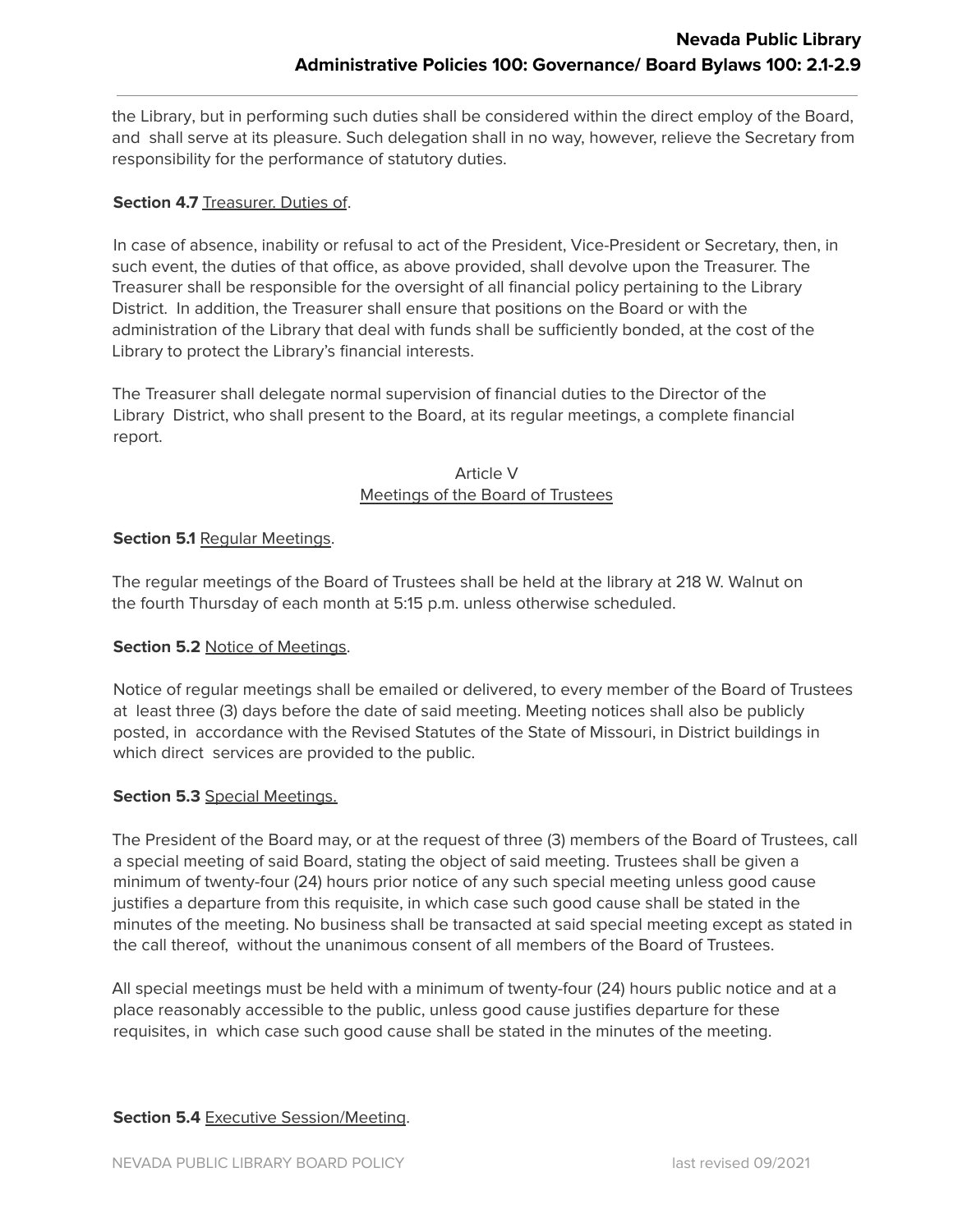the Library, but in performing such duties shall be considered within the direct employ of the Board, and shall serve at its pleasure. Such delegation shall in no way, however, relieve the Secretary from responsibility for the performance of statutory duties.

**Section 4.7** Treasurer. Duties of.

In case of absence, inability or refusal to act of the President, Vice-President or Secretary, then, in such event, the duties of that office, as above provided, shall devolve upon the Treasurer. The Treasurer shall be responsible for the oversight of all financial policy pertaining to the Library District. In addition, the Treasurer shall ensure that positions on the Board or with the administration of the Library that deal with funds shall be sufficiently bonded, at the cost of the Library to protect the Library's financial interests.

The Treasurer shall delegate normal supervision of financial duties to the Director of the Library District, who shall present to the Board, at its regular meetings, a complete financial report.

## Article V
## Meetings of the Board of Trustees

**Section 5.1** Regular Meetings.

The regular meetings of the Board of Trustees shall be held at the library at 218 W. Walnut on the fourth Thursday of each month at 5:15 p.m. unless otherwise scheduled.

**Section 5.2** Notice of Meetings.

Notice of regular meetings shall be emailed or delivered, to every member of the Board of Trustees at least three (3) days before the date of said meeting. Meeting notices shall also be publicly posted, in accordance with the Revised Statutes of the State of Missouri, in District buildings in which direct services are provided to the public.

**Section 5.3** Special Meetings.

The President of the Board may, or at the request of three (3) members of the Board of Trustees, call a special meeting of said Board, stating the object of said meeting. Trustees shall be given a minimum of twenty-four (24) hours prior notice of any such special meeting unless good cause justifies a departure from this requisite, in which case such good cause shall be stated in the minutes of the meeting. No business shall be transacted at said special meeting except as stated in the call thereof, without the unanimous consent of all members of the Board of Trustees.

All special meetings must be held with a minimum of twenty-four (24) hours public notice and at a place reasonably accessible to the public, unless good cause justifies departure for these requisites, in which case such good cause shall be stated in the minutes of the meeting.

**Section 5.4** Executive Session/Meeting.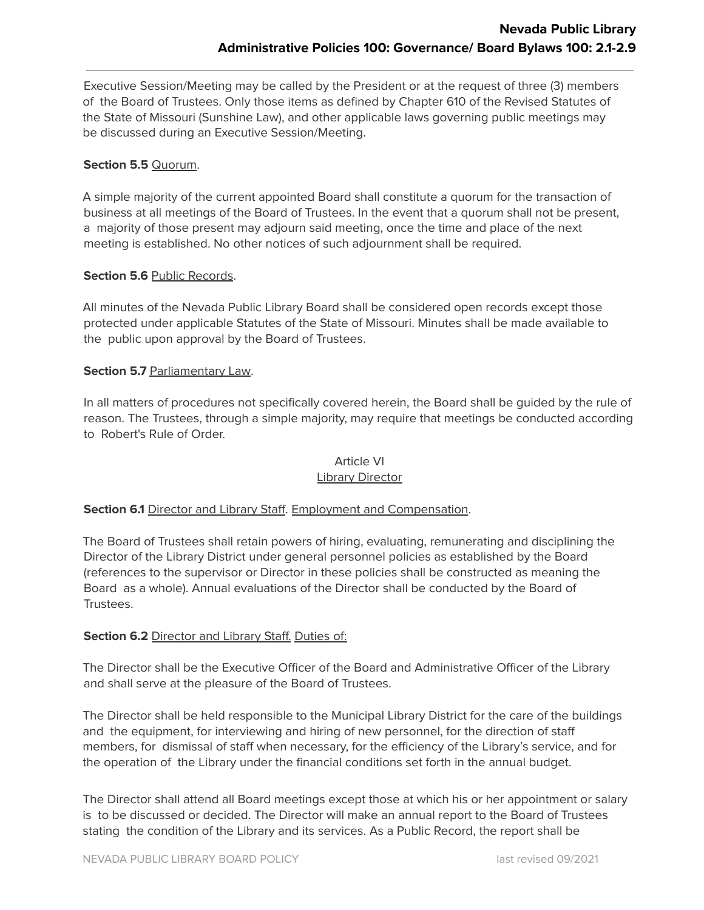Executive Session/Meeting may be called by the President or at the request of three (3) members of the Board of Trustees. Only those items as defined by Chapter 610 of the Revised Statutes of the State of Missouri (Sunshine Law), and other applicable laws governing public meetings may be discussed during an Executive Session/Meeting.

**Section 5.5** Quorum.

A simple majority of the current appointed Board shall constitute a quorum for the transaction of business at all meetings of the Board of Trustees. In the event that a quorum shall not be present, a majority of those present may adjourn said meeting, once the time and place of the next meeting is established. No other notices of such adjournment shall be required.

**Section 5.6** Public Records.

All minutes of the Nevada Public Library Board shall be considered open records except those protected under applicable Statutes of the State of Missouri. Minutes shall be made available to the public upon approval by the Board of Trustees.

**Section 5.7** Parliamentary Law.

In all matters of procedures not specifically covered herein, the Board shall be guided by the rule of reason. The Trustees, through a simple majority, may require that meetings be conducted according to Robert's Rule of Order.

## Article VI
## Library Director

**Section 6.1** Director and Library Staff. Employment and Compensation.

The Board of Trustees shall retain powers of hiring, evaluating, remunerating and disciplining the Director of the Library District under general personnel policies as established by the Board (references to the supervisor or Director in these policies shall be constructed as meaning the Board as a whole). Annual evaluations of the Director shall be conducted by the Board of Trustees.

**Section 6.2** Director and Library Staff. Duties of:

The Director shall be the Executive Officer of the Board and Administrative Officer of the Library and shall serve at the pleasure of the Board of Trustees.

The Director shall be held responsible to the Municipal Library District for the care of the buildings and the equipment, for interviewing and hiring of new personnel, for the direction of staff members, for dismissal of staff when necessary, for the efficiency of the Library's service, and for the operation of the Library under the financial conditions set forth in the annual budget.

The Director shall attend all Board meetings except those at which his or her appointment or salary is to be discussed or decided. The Director will make an annual report to the Board of Trustees stating the condition of the Library and its services. As a Public Record, the report shall be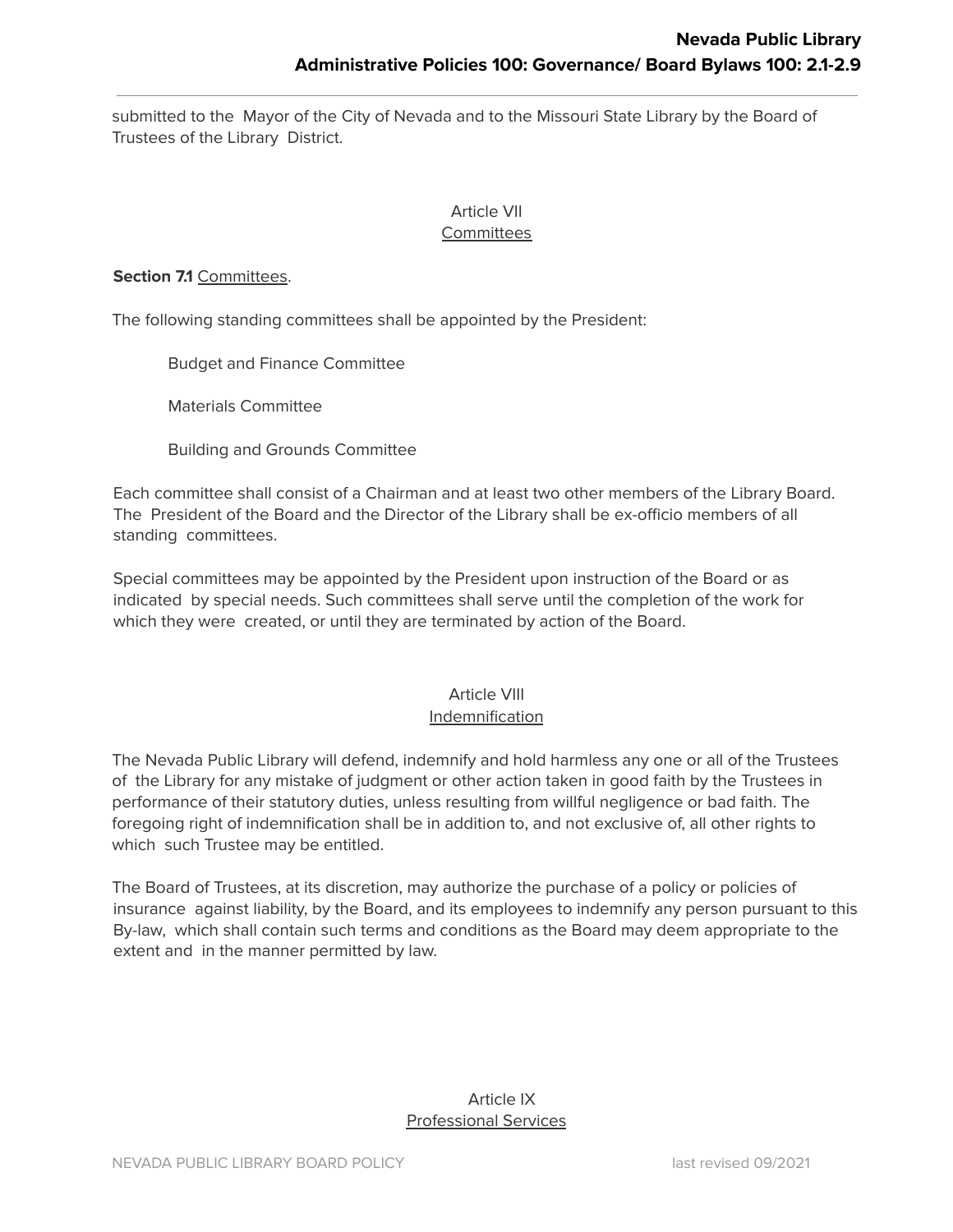submitted to the Mayor of the City of Nevada and to the Missouri State Library by the Board of Trustees of the Library District.

## Article VII
## Committees

**Section 7.1** Committees.

The following standing committees shall be appointed by the President:

Budget and Finance Committee

Materials Committee

Building and Grounds Committee

Each committee shall consist of a Chairman and at least two other members of the Library Board. The President of the Board and the Director of the Library shall be ex-officio members of all standing committees.

Special committees may be appointed by the President upon instruction of the Board or as indicated by special needs. Such committees shall serve until the completion of the work for which they were created, or until they are terminated by action of the Board.

## Article VIII
## Indemnification

The Nevada Public Library will defend, indemnify and hold harmless any one or all of the Trustees of the Library for any mistake of judgment or other action taken in good faith by the Trustees in performance of their statutory duties, unless resulting from willful negligence or bad faith. The foregoing right of indemnification shall be in addition to, and not exclusive of, all other rights to which such Trustee may be entitled.

The Board of Trustees, at its discretion, may authorize the purchase of a policy or policies of insurance against liability, by the Board, and its employees to indemnify any person pursuant to this By-law, which shall contain such terms and conditions as the Board may deem appropriate to the extent and in the manner permitted by law.

## Article IX
## Professional Services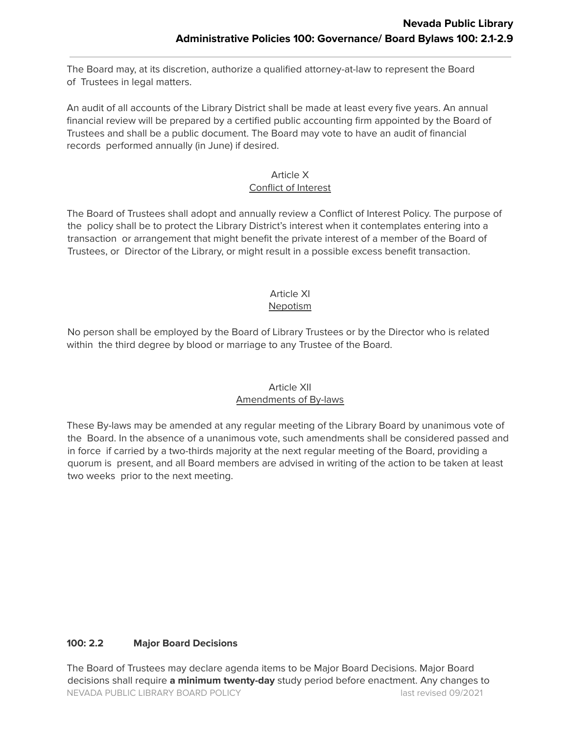The Board may, at its discretion, authorize a qualified attorney-at-law to represent the Board of Trustees in legal matters.

An audit of all accounts of the Library District shall be made at least every five years. An annual financial review will be prepared by a certified public accounting firm appointed by the Board of Trustees and shall be a public document. The Board may vote to have an audit of financial records performed annually (in June) if desired.

### Article X
### Conflict of Interest

The Board of Trustees shall adopt and annually review a Conflict of Interest Policy. The purpose of the policy shall be to protect the Library District's interest when it contemplates entering into a transaction or arrangement that might benefit the private interest of a member of the Board of Trustees, or Director of the Library, or might result in a possible excess benefit transaction.

### Article XI
### Nepotism

No person shall be employed by the Board of Library Trustees or by the Director who is related within the third degree by blood or marriage to any Trustee of the Board.

### Article XII
### Amendments of By-laws

These By-laws may be amended at any regular meeting of the Library Board by unanimous vote of the Board. In the absence of a unanimous vote, such amendments shall be considered passed and in force if carried by a two-thirds majority at the next regular meeting of the Board, providing a quorum is present, and all Board members are advised in writing of the action to be taken at least two weeks prior to the next meeting.

## 100: 2.2 Major Board Decisions

The Board of Trustees may declare agenda items to be Major Board Decisions. Major Board decisions shall require **a minimum twenty-day** study period before enactment. Any changes to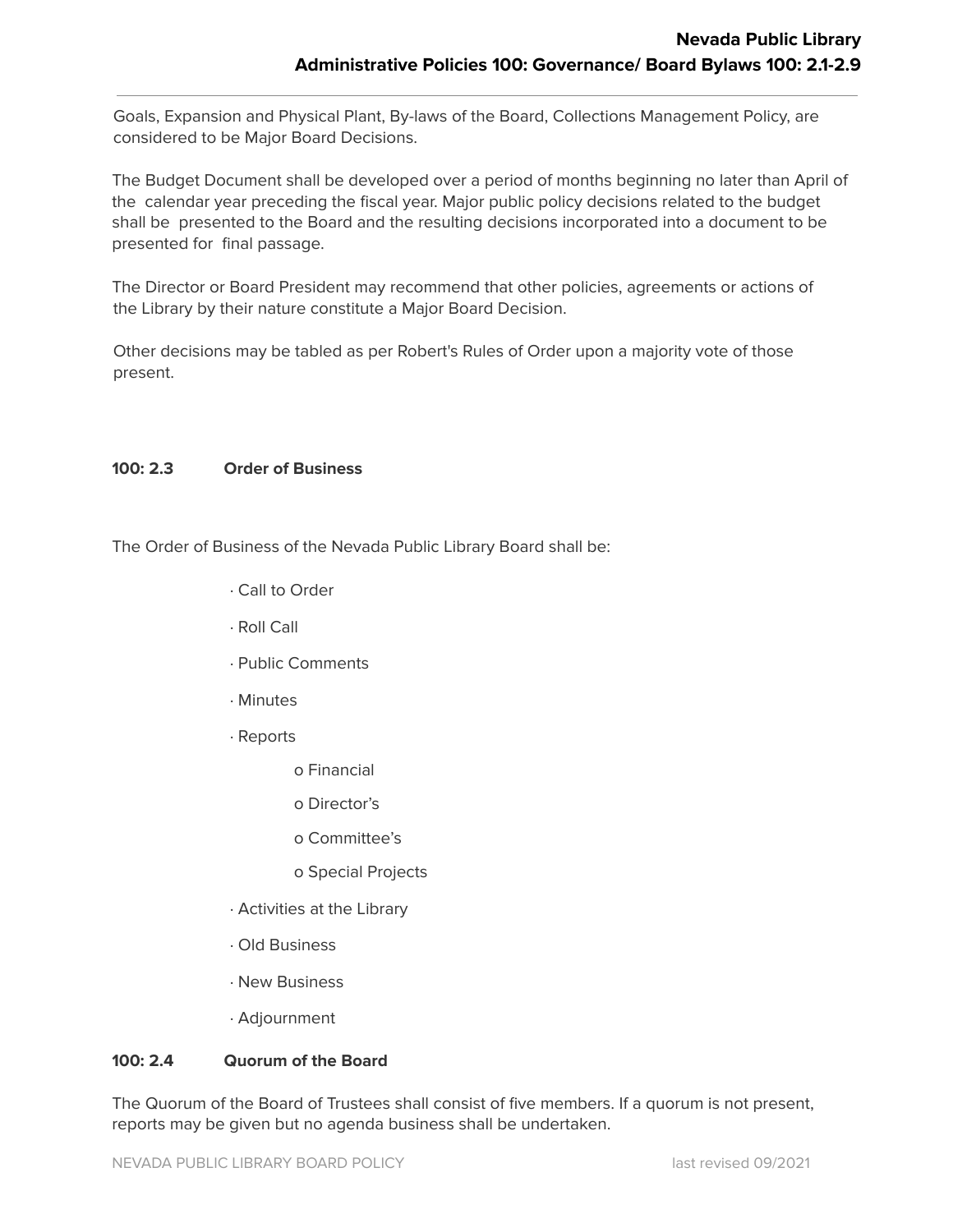Goals, Expansion and Physical Plant, By-laws of the Board, Collections Management Policy, are considered to be Major Board Decisions.

The Budget Document shall be developed over a period of months beginning no later than April of the calendar year preceding the fiscal year. Major public policy decisions related to the budget shall be presented to the Board and the resulting decisions incorporated into a document to be presented for final passage.

The Director or Board President may recommend that other policies, agreements or actions of the Library by their nature constitute a Major Board Decision.

Other decisions may be tabled as per Robert's Rules of Order upon a majority vote of those present.

### 100: 2.3 Order of Business

The Order of Business of the Nevada Public Library Board shall be:

- Call to Order
- Roll Call
- Public Comments
- Minutes
- Reports
  - Financial
  - Director's
  - Committee's
  - Special Projects
- Activities at the Library
- Old Business
- New Business
- Adjournment

### 100: 2.4 Quorum of the Board

The Quorum of the Board of Trustees shall consist of five members. If a quorum is not present, reports may be given but no agenda business shall be undertaken.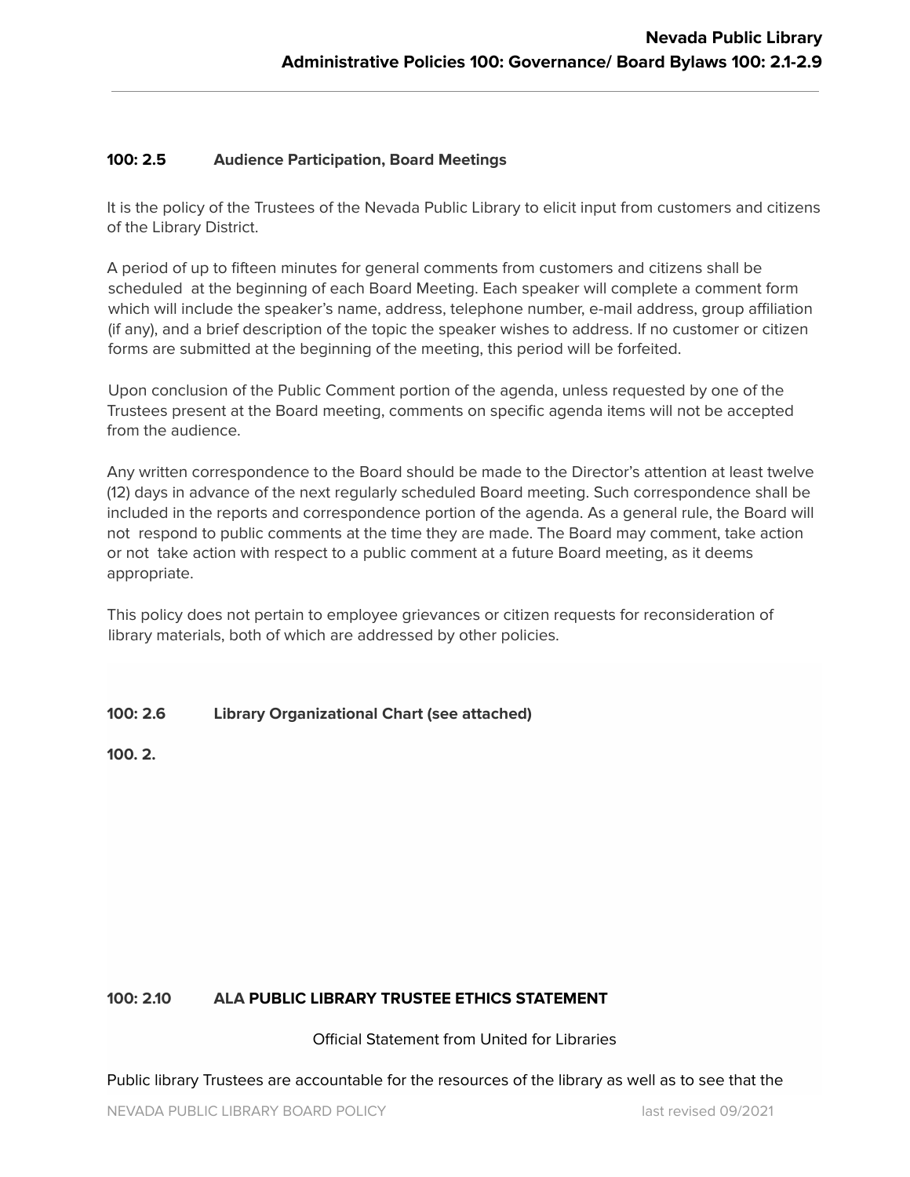**100: 2.5 Audience Participation, Board Meetings**

It is the policy of the Trustees of the Nevada Public Library to elicit input from customers and citizens of the Library District.

A period of up to fifteen minutes for general comments from customers and citizens shall be scheduled at the beginning of each Board Meeting. Each speaker will complete a comment form which will include the speaker's name, address, telephone number, e-mail address, group affiliation (if any), and a brief description of the topic the speaker wishes to address. If no customer or citizen forms are submitted at the beginning of the meeting, this period will be forfeited.

Upon conclusion of the Public Comment portion of the agenda, unless requested by one of the Trustees present at the Board meeting, comments on specific agenda items will not be accepted from the audience.

Any written correspondence to the Board should be made to the Director's attention at least twelve (12) days in advance of the next regularly scheduled Board meeting. Such correspondence shall be included in the reports and correspondence portion of the agenda. As a general rule, the Board will not respond to public comments at the time they are made. The Board may comment, take action or not take action with respect to a public comment at a future Board meeting, as it deems appropriate.

This policy does not pertain to employee grievances or citizen requests for reconsideration of library materials, both of which are addressed by other policies.

**100: 2.6 Library Organizational Chart (see attached)**

**100. 2.**

**100: 2.10 ALA PUBLIC LIBRARY TRUSTEE ETHICS STATEMENT**

Official Statement from United for Libraries

Public library Trustees are accountable for the resources of the library as well as to see that the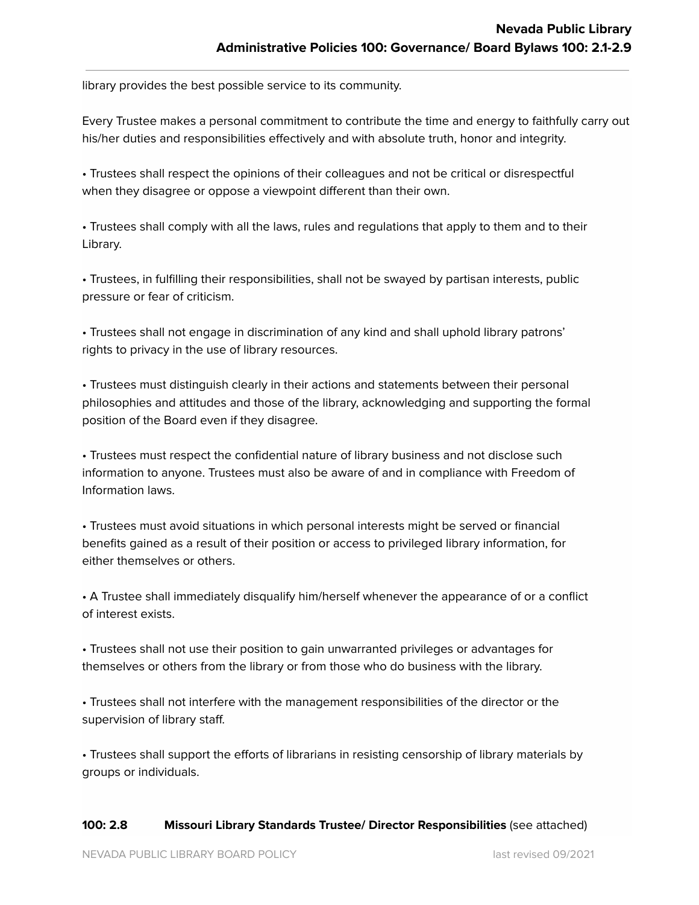library provides the best possible service to its community.

Every Trustee makes a personal commitment to contribute the time and energy to faithfully carry out his/her duties and responsibilities effectively and with absolute truth, honor and integrity.

- Trustees shall respect the opinions of their colleagues and not be critical or disrespectful when they disagree or oppose a viewpoint different than their own.

- Trustees shall comply with all the laws, rules and regulations that apply to them and to their Library.

- Trustees, in fulfilling their responsibilities, shall not be swayed by partisan interests, public pressure or fear of criticism.

- Trustees shall not engage in discrimination of any kind and shall uphold library patrons' rights to privacy in the use of library resources.

- Trustees must distinguish clearly in their actions and statements between their personal philosophies and attitudes and those of the library, acknowledging and supporting the formal position of the Board even if they disagree.

- Trustees must respect the confidential nature of library business and not disclose such information to anyone. Trustees must also be aware of and in compliance with Freedom of Information laws.

- Trustees must avoid situations in which personal interests might be served or financial benefits gained as a result of their position or access to privileged library information, for either themselves or others.

- A Trustee shall immediately disqualify him/herself whenever the appearance of or a conflict of interest exists.

- Trustees shall not use their position to gain unwarranted privileges or advantages for themselves or others from the library or from those who do business with the library.

- Trustees shall not interfere with the management responsibilities of the director or the supervision of library staff.

- Trustees shall support the efforts of librarians in resisting censorship of library materials by groups or individuals.

**100: 2.8 Missouri Library Standards Trustee/ Director Responsibilities** (see attached)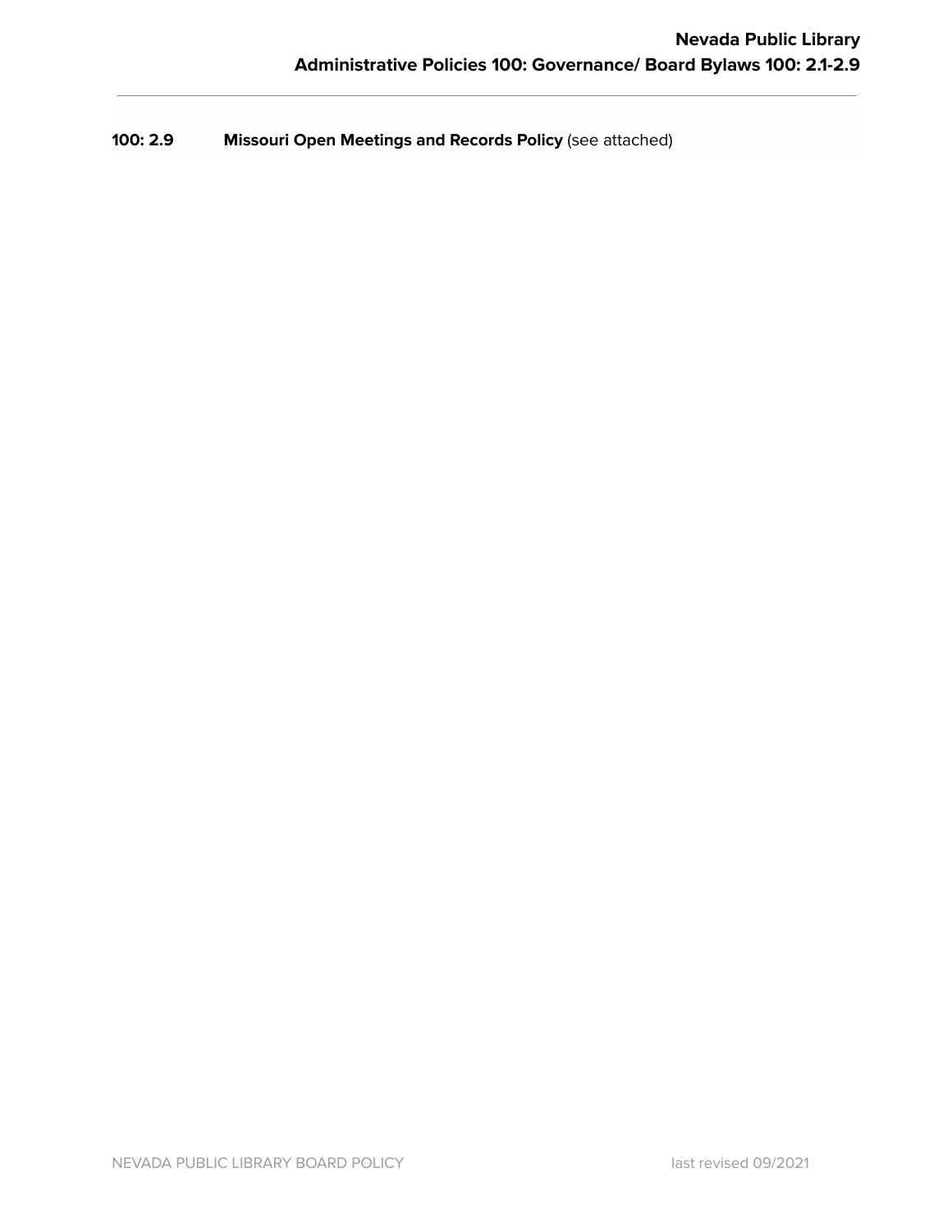**100: 2.9** **Missouri Open Meetings and Records Policy** (see attached)